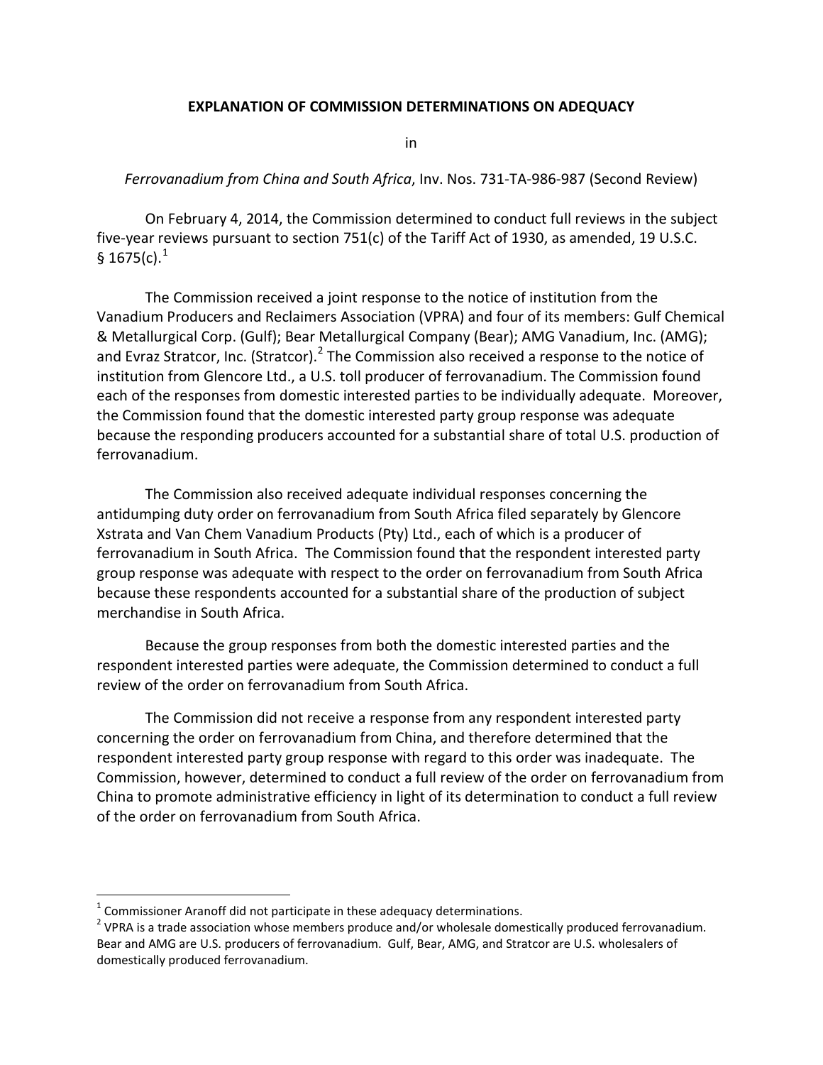**EXPLANATION OF COMMISSION DETERMINATIONS ON ADEQUACY**

in

*Ferrovanadium from China and South Africa*, Inv. Nos. 731-TA-986-987 (Second Review)

On February 4, 2014, the Commission determined to conduct full reviews in the subject five-year reviews pursuant to section 751(c) of the Tariff Act of 1930, as amended, 19 U.S.C. § 1675(c).[1]

The Commission received a joint response to the notice of institution from the Vanadium Producers and Reclaimers Association (VPRA) and four of its members: Gulf Chemical & Metallurgical Corp. (Gulf); Bear Metallurgical Company (Bear); AMG Vanadium, Inc. (AMG); and Evraz Stratcor, Inc. (Stratcor).[2] The Commission also received a response to the notice of institution from Glencore Ltd., a U.S. toll producer of ferrovanadium. The Commission found each of the responses from domestic interested parties to be individually adequate. Moreover, the Commission found that the domestic interested party group response was adequate because the responding producers accounted for a substantial share of total U.S. production of ferrovanadium.

The Commission also received adequate individual responses concerning the antidumping duty order on ferrovanadium from South Africa filed separately by Glencore Xstrata and Van Chem Vanadium Products (Pty) Ltd., each of which is a producer of ferrovanadium in South Africa. The Commission found that the respondent interested party group response was adequate with respect to the order on ferrovanadium from South Africa because these respondents accounted for a substantial share of the production of subject merchandise in South Africa.

Because the group responses from both the domestic interested parties and the respondent interested parties were adequate, the Commission determined to conduct a full review of the order on ferrovanadium from South Africa.

The Commission did not receive a response from any respondent interested party concerning the order on ferrovanadium from China, and therefore determined that the respondent interested party group response with regard to this order was inadequate. The Commission, however, determined to conduct a full review of the order on ferrovanadium from China to promote administrative efficiency in light of its determination to conduct a full review of the order on ferrovanadium from South Africa.

---

[1] Commissioner Aranoff did not participate in these adequacy determinations.

[2] VPRA is a trade association whose members produce and/or wholesale domestically produced ferrovanadium. Bear and AMG are U.S. producers of ferrovanadium. Gulf, Bear, AMG, and Stratcor are U.S. wholesalers of domestically produced ferrovanadium.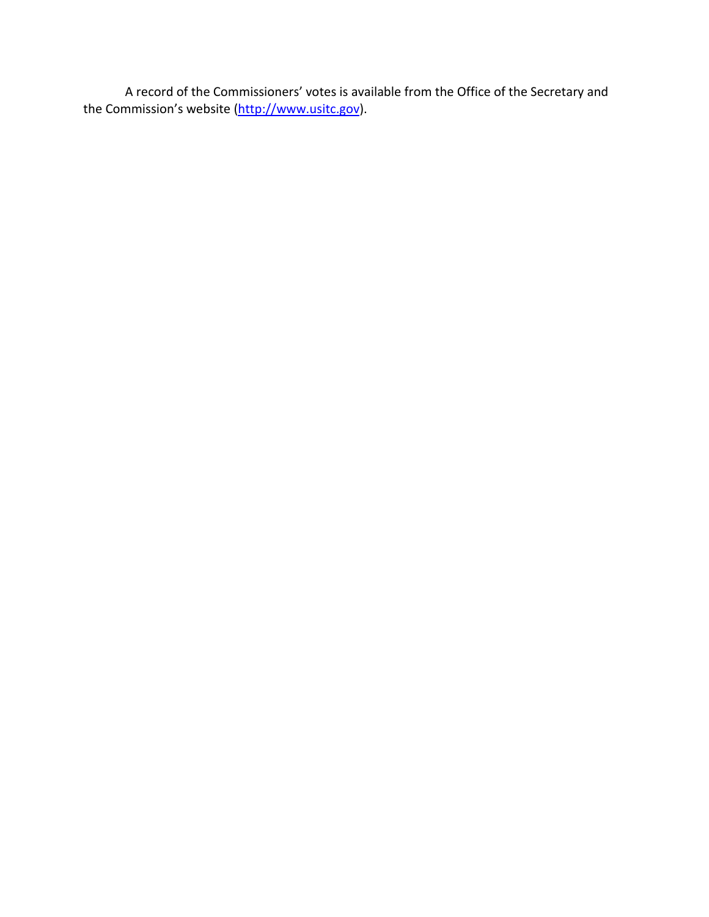A record of the Commissioners' votes is available from the Office of the Secretary and the Commission's website (http://www.usitc.gov).